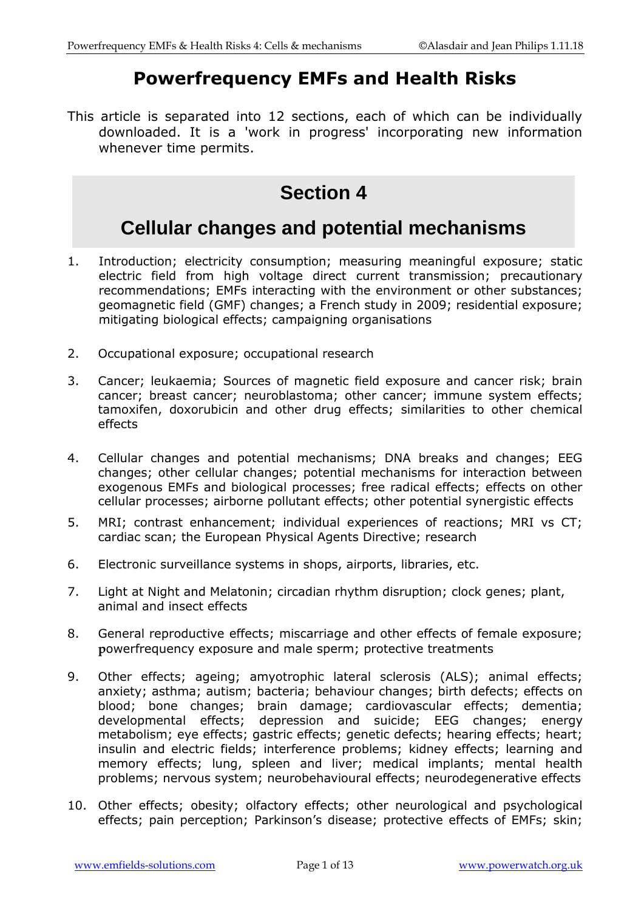# Powerfrequency EMFs and Health Risks

This article is separated into 12 sections, each of which can be individually downloaded. It is a 'work in progress' incorporating new information whenever time permits.

## Section 4

## Cellular changes and potential mechanisms

1. Introduction; electricity consumption; measuring meaningful exposure; static electric field from high voltage direct current transmission; precautionary recommendations; EMFs interacting with the environment or other substances; geomagnetic field (GMF) changes; a French study in 2009; residential exposure; mitigating biological effects; campaigning organisations

2. Occupational exposure; occupational research

3. Cancer; leukaemia; Sources of magnetic field exposure and cancer risk; brain cancer; breast cancer; neuroblastoma; other cancer; immune system effects; tamoxifen, doxorubicin and other drug effects; similarities to other chemical effects

4. Cellular changes and potential mechanisms; DNA breaks and changes; EEG changes; other cellular changes; potential mechanisms for interaction between exogenous EMFs and biological processes; free radical effects; effects on other cellular processes; airborne pollutant effects; other potential synergistic effects

5. MRI; contrast enhancement; individual experiences of reactions; MRI vs CT; cardiac scan; the European Physical Agents Directive; research

6. Electronic surveillance systems in shops, airports, libraries, etc.

7. Light at Night and Melatonin; circadian rhythm disruption; clock genes; plant, animal and insect effects

8. General reproductive effects; miscarriage and other effects of female exposure; powerfrequency exposure and male sperm; protective treatments

9. Other effects; ageing; amyotrophic lateral sclerosis (ALS); animal effects; anxiety; asthma; autism; bacteria; behaviour changes; birth defects; effects on blood; bone changes; brain damage; cardiovascular effects; dementia; developmental effects; depression and suicide; EEG changes; energy metabolism; eye effects; gastric effects; genetic defects; hearing effects; heart; insulin and electric fields; interference problems; kidney effects; learning and memory effects; lung, spleen and liver; medical implants; mental health problems; nervous system; neurobehavioural effects; neurodegenerative effects

10. Other effects; obesity; olfactory effects; other neurological and psychological effects; pain perception; Parkinson's disease; protective effects of EMFs; skin;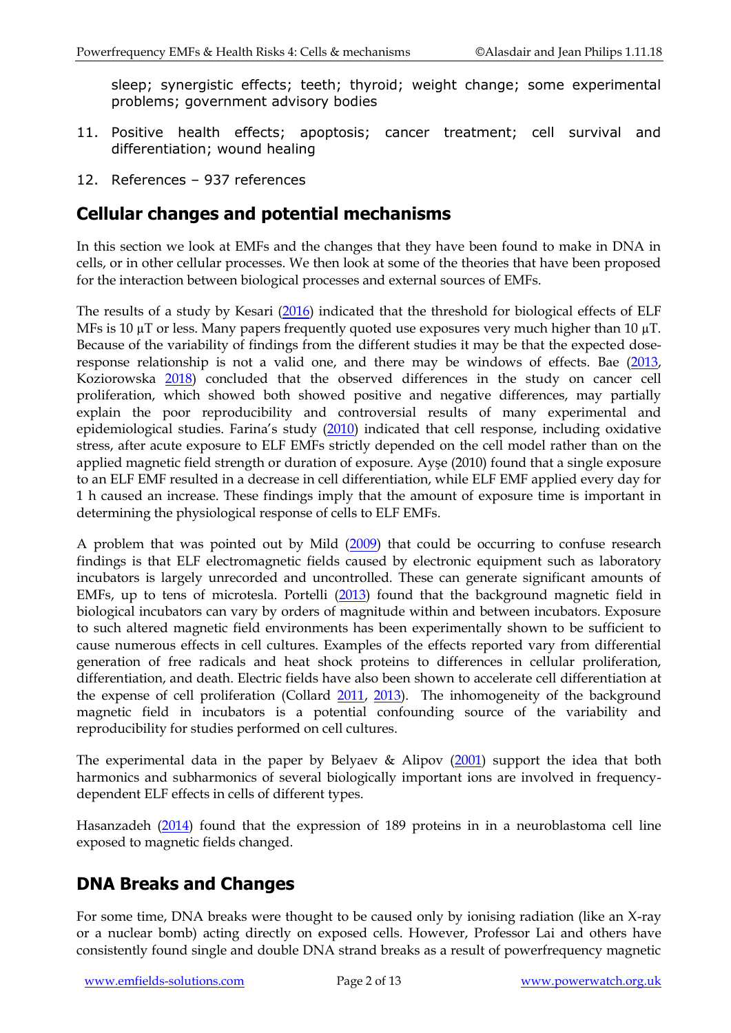sleep; synergistic effects; teeth; thyroid; weight change; some experimental problems; government advisory bodies

11. Positive health effects; apoptosis; cancer treatment; cell survival and differentiation; wound healing
12. References – 937 references

## Cellular changes and potential mechanisms

In this section we look at EMFs and the changes that they have been found to make in DNA in cells, or in other cellular processes. We then look at some of the theories that have been proposed for the interaction between biological processes and external sources of EMFs.

The results of a study by Kesari (2016) indicated that the threshold for biological effects of ELF MFs is 10 µT or less. Many papers frequently quoted use exposures very much higher than 10 µT. Because of the variability of findings from the different studies it may be that the expected dose-response relationship is not a valid one, and there may be windows of effects. Bae (2013, Koziorowska 2018) concluded that the observed differences in the study on cancer cell proliferation, which showed both showed positive and negative differences, may partially explain the poor reproducibility and controversial results of many experimental and epidemiological studies. Farina's study (2010) indicated that cell response, including oxidative stress, after acute exposure to ELF EMFs strictly depended on the cell model rather than on the applied magnetic field strength or duration of exposure. Ayşe (2010) found that a single exposure to an ELF EMF resulted in a decrease in cell differentiation, while ELF EMF applied every day for 1 h caused an increase. These findings imply that the amount of exposure time is important in determining the physiological response of cells to ELF EMFs.

A problem that was pointed out by Mild (2009) that could be occurring to confuse research findings is that ELF electromagnetic fields caused by electronic equipment such as laboratory incubators is largely unrecorded and uncontrolled. These can generate significant amounts of EMFs, up to tens of microtesla. Portelli (2013) found that the background magnetic field in biological incubators can vary by orders of magnitude within and between incubators. Exposure to such altered magnetic field environments has been experimentally shown to be sufficient to cause numerous effects in cell cultures. Examples of the effects reported vary from differential generation of free radicals and heat shock proteins to differences in cellular proliferation, differentiation, and death. Electric fields have also been shown to accelerate cell differentiation at the expense of cell proliferation (Collard 2011, 2013). The inhomogeneity of the background magnetic field in incubators is a potential confounding source of the variability and reproducibility for studies performed on cell cultures.

The experimental data in the paper by Belyaev & Alipov (2001) support the idea that both harmonics and subharmonics of several biologically important ions are involved in frequency-dependent ELF effects in cells of different types.

Hasanzadeh (2014) found that the expression of 189 proteins in in a neuroblastoma cell line exposed to magnetic fields changed.

## DNA Breaks and Changes

For some time, DNA breaks were thought to be caused only by ionising radiation (like an X-ray or a nuclear bomb) acting directly on exposed cells. However, Professor Lai and others have consistently found single and double DNA strand breaks as a result of powerfrequency magnetic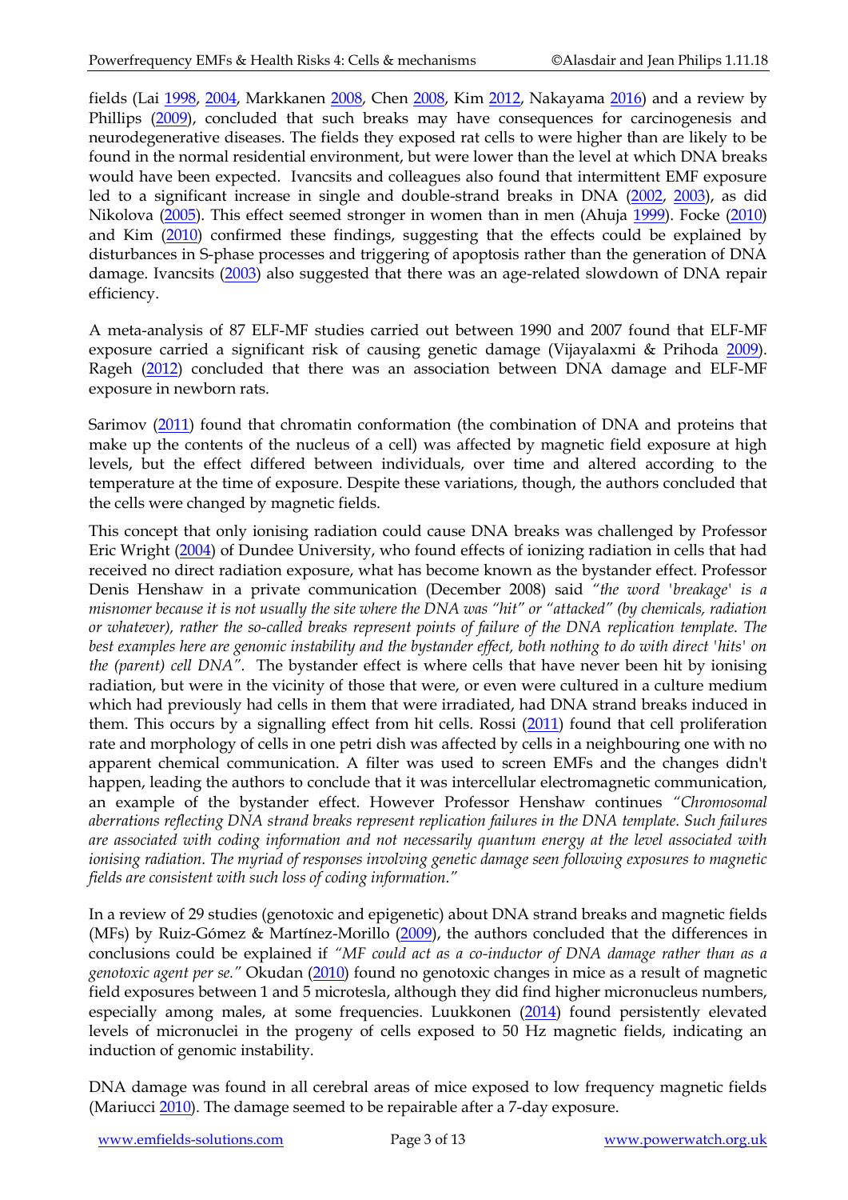fields (Lai 1998, 2004, Markkanen 2008, Chen 2008, Kim 2012, Nakayama 2016) and a review by Phillips (2009), concluded that such breaks may have consequences for carcinogenesis and neurodegenerative diseases. The fields they exposed rat cells to were higher than are likely to be found in the normal residential environment, but were lower than the level at which DNA breaks would have been expected. Ivancsits and colleagues also found that intermittent EMF exposure led to a significant increase in single and double-strand breaks in DNA (2002, 2003), as did Nikolova (2005). This effect seemed stronger in women than in men (Ahuja 1999). Focke (2010) and Kim (2010) confirmed these findings, suggesting that the effects could be explained by disturbances in S-phase processes and triggering of apoptosis rather than the generation of DNA damage. Ivancsits (2003) also suggested that there was an age-related slowdown of DNA repair efficiency.

A meta-analysis of 87 ELF-MF studies carried out between 1990 and 2007 found that ELF-MF exposure carried a significant risk of causing genetic damage (Vijayalaxmi & Prihoda 2009). Rageh (2012) concluded that there was an association between DNA damage and ELF-MF exposure in newborn rats.

Sarimov (2011) found that chromatin conformation (the combination of DNA and proteins that make up the contents of the nucleus of a cell) was affected by magnetic field exposure at high levels, but the effect differed between individuals, over time and altered according to the temperature at the time of exposure. Despite these variations, though, the authors concluded that the cells were changed by magnetic fields.

This concept that only ionising radiation could cause DNA breaks was challenged by Professor Eric Wright (2004) of Dundee University, who found effects of ionizing radiation in cells that had received no direct radiation exposure, what has become known as the bystander effect. Professor Denis Henshaw in a private communication (December 2008) said *"the word 'breakage' is a misnomer because it is not usually the site where the DNA was "hit" or "attacked" (by chemicals, radiation or whatever), rather the so-called breaks represent points of failure of the DNA replication template. The best examples here are genomic instability and the bystander effect, both nothing to do with direct 'hits' on the (parent) cell DNA"*. The bystander effect is where cells that have never been hit by ionising radiation, but were in the vicinity of those that were, or even were cultured in a culture medium which had previously had cells in them that were irradiated, had DNA strand breaks induced in them. This occurs by a signalling effect from hit cells. Rossi (2011) found that cell proliferation rate and morphology of cells in one petri dish was affected by cells in a neighbouring one with no apparent chemical communication. A filter was used to screen EMFs and the changes didn't happen, leading the authors to conclude that it was intercellular electromagnetic communication, an example of the bystander effect. However Professor Henshaw continues *"Chromosomal aberrations reflecting DNA strand breaks represent replication failures in the DNA template. Such failures are associated with coding information and not necessarily quantum energy at the level associated with ionising radiation. The myriad of responses involving genetic damage seen following exposures to magnetic fields are consistent with such loss of coding information."*

In a review of 29 studies (genotoxic and epigenetic) about DNA strand breaks and magnetic fields (MFs) by Ruiz-Gómez & Martínez-Morillo (2009), the authors concluded that the differences in conclusions could be explained if *"MF could act as a co-inductor of DNA damage rather than as a genotoxic agent per se."* Okudan (2010) found no genotoxic changes in mice as a result of magnetic field exposures between 1 and 5 microtesla, although they did find higher micronucleus numbers, especially among males, at some frequencies. Luukkonen (2014) found persistently elevated levels of micronuclei in the progeny of cells exposed to 50 Hz magnetic fields, indicating an induction of genomic instability.

DNA damage was found in all cerebral areas of mice exposed to low frequency magnetic fields (Mariucci 2010). The damage seemed to be repairable after a 7-day exposure.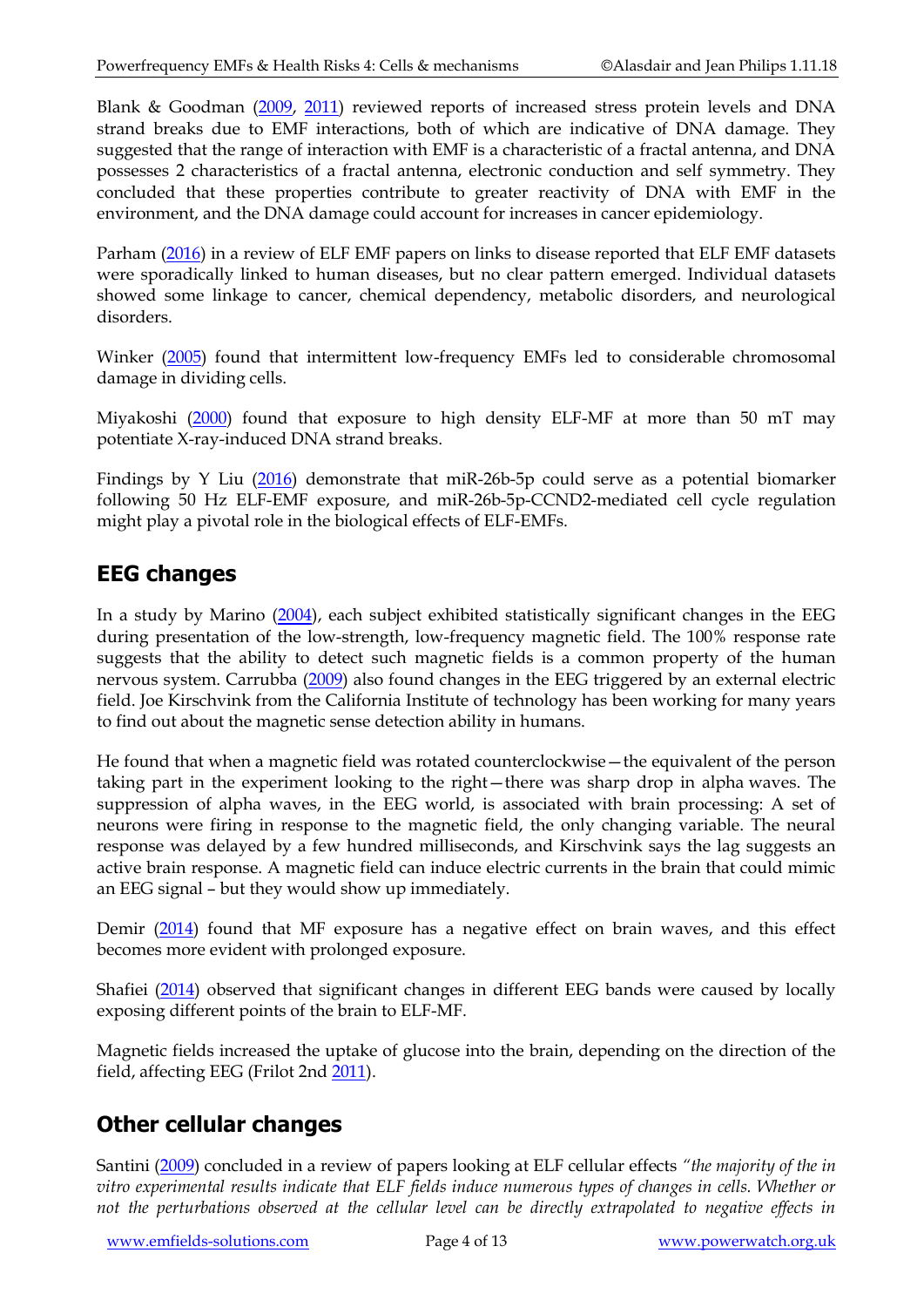Blank & Goodman (2009, 2011) reviewed reports of increased stress protein levels and DNA strand breaks due to EMF interactions, both of which are indicative of DNA damage. They suggested that the range of interaction with EMF is a characteristic of a fractal antenna, and DNA possesses 2 characteristics of a fractal antenna, electronic conduction and self symmetry. They concluded that these properties contribute to greater reactivity of DNA with EMF in the environment, and the DNA damage could account for increases in cancer epidemiology.

Parham (2016) in a review of ELF EMF papers on links to disease reported that ELF EMF datasets were sporadically linked to human diseases, but no clear pattern emerged. Individual datasets showed some linkage to cancer, chemical dependency, metabolic disorders, and neurological disorders.

Winker (2005) found that intermittent low-frequency EMFs led to considerable chromosomal damage in dividing cells.

Miyakoshi (2000) found that exposure to high density ELF-MF at more than 50 mT may potentiate X-ray-induced DNA strand breaks.

Findings by Y Liu (2016) demonstrate that miR-26b-5p could serve as a potential biomarker following 50 Hz ELF-EMF exposure, and miR-26b-5p-CCND2-mediated cell cycle regulation might play a pivotal role in the biological effects of ELF-EMFs.

## EEG changes

In a study by Marino (2004), each subject exhibited statistically significant changes in the EEG during presentation of the low-strength, low-frequency magnetic field. The 100% response rate suggests that the ability to detect such magnetic fields is a common property of the human nervous system. Carrubba (2009) also found changes in the EEG triggered by an external electric field. Joe Kirschvink from the California Institute of technology has been working for many years to find out about the magnetic sense detection ability in humans.

He found that when a magnetic field was rotated counterclockwise—the equivalent of the person taking part in the experiment looking to the right—there was sharp drop in alpha waves. The suppression of alpha waves, in the EEG world, is associated with brain processing: A set of neurons were firing in response to the magnetic field, the only changing variable. The neural response was delayed by a few hundred milliseconds, and Kirschvink says the lag suggests an active brain response. A magnetic field can induce electric currents in the brain that could mimic an EEG signal – but they would show up immediately.

Demir (2014) found that MF exposure has a negative effect on brain waves, and this effect becomes more evident with prolonged exposure.

Shafiei (2014) observed that significant changes in different EEG bands were caused by locally exposing different points of the brain to ELF-MF.

Magnetic fields increased the uptake of glucose into the brain, depending on the direction of the field, affecting EEG (Frilot 2nd 2011).

## Other cellular changes

Santini (2009) concluded in a review of papers looking at ELF cellular effects *"the majority of the in vitro experimental results indicate that ELF fields induce numerous types of changes in cells. Whether or not the perturbations observed at the cellular level can be directly extrapolated to negative effects in*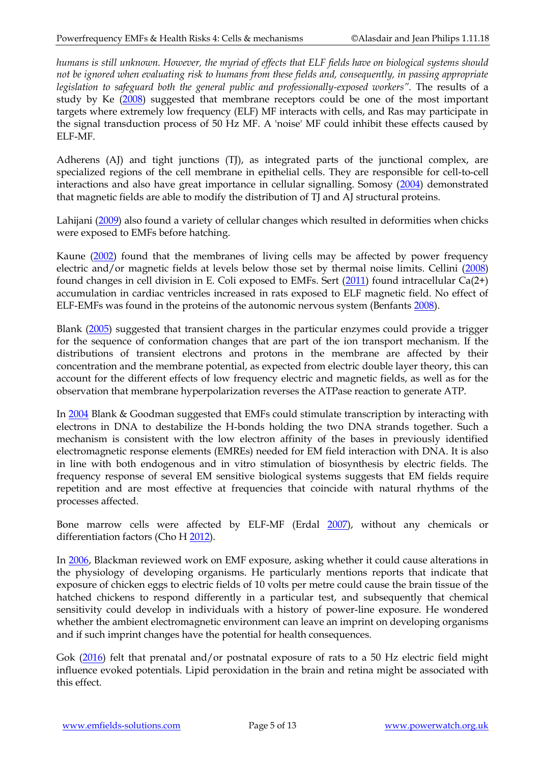*humans is still unknown. However, the myriad of effects that ELF fields have on biological systems should not be ignored when evaluating risk to humans from these fields and, consequently, in passing appropriate legislation to safeguard both the general public and professionally-exposed workers".* The results of a study by Ke (2008) suggested that membrane receptors could be one of the most important targets where extremely low frequency (ELF) MF interacts with cells, and Ras may participate in the signal transduction process of 50 Hz MF. A 'noise' MF could inhibit these effects caused by ELF-MF.

Adherens (AJ) and tight junctions (TJ), as integrated parts of the junctional complex, are specialized regions of the cell membrane in epithelial cells. They are responsible for cell-to-cell interactions and also have great importance in cellular signalling. Somosy (2004) demonstrated that magnetic fields are able to modify the distribution of TJ and AJ structural proteins.

Lahijani (2009) also found a variety of cellular changes which resulted in deformities when chicks were exposed to EMFs before hatching.

Kaune (2002) found that the membranes of living cells may be affected by power frequency electric and/or magnetic fields at levels below those set by thermal noise limits. Cellini (2008) found changes in cell division in E. Coli exposed to EMFs. Sert (2011) found intracellular $Ca^{2+}$ accumulation in cardiac ventricles increased in rats exposed to ELF magnetic field. No effect of ELF-EMFs was found in the proteins of the autonomic nervous system (Benfants 2008).

Blank (2005) suggested that transient charges in the particular enzymes could provide a trigger for the sequence of conformation changes that are part of the ion transport mechanism. If the distributions of transient electrons and protons in the membrane are affected by their concentration and the membrane potential, as expected from electric double layer theory, this can account for the different effects of low frequency electric and magnetic fields, as well as for the observation that membrane hyperpolarization reverses the ATPase reaction to generate ATP.

In 2004 Blank & Goodman suggested that EMFs could stimulate transcription by interacting with electrons in DNA to destabilize the H-bonds holding the two DNA strands together. Such a mechanism is consistent with the low electron affinity of the bases in previously identified electromagnetic response elements (EMREs) needed for EM field interaction with DNA. It is also in line with both endogenous and in vitro stimulation of biosynthesis by electric fields. The frequency response of several EM sensitive biological systems suggests that EM fields require repetition and are most effective at frequencies that coincide with natural rhythms of the processes affected.

Bone marrow cells were affected by ELF-MF (Erdal 2007), without any chemicals or differentiation factors (Cho H 2012).

In 2006, Blackman reviewed work on EMF exposure, asking whether it could cause alterations in the physiology of developing organisms. He particularly mentions reports that indicate that exposure of chicken eggs to electric fields of 10 volts per metre could cause the brain tissue of the hatched chickens to respond differently in a particular test, and subsequently that chemical sensitivity could develop in individuals with a history of power-line exposure. He wondered whether the ambient electromagnetic environment can leave an imprint on developing organisms and if such imprint changes have the potential for health consequences.

Gok (2016) felt that prenatal and/or postnatal exposure of rats to a 50 Hz electric field might influence evoked potentials. Lipid peroxidation in the brain and retina might be associated with this effect.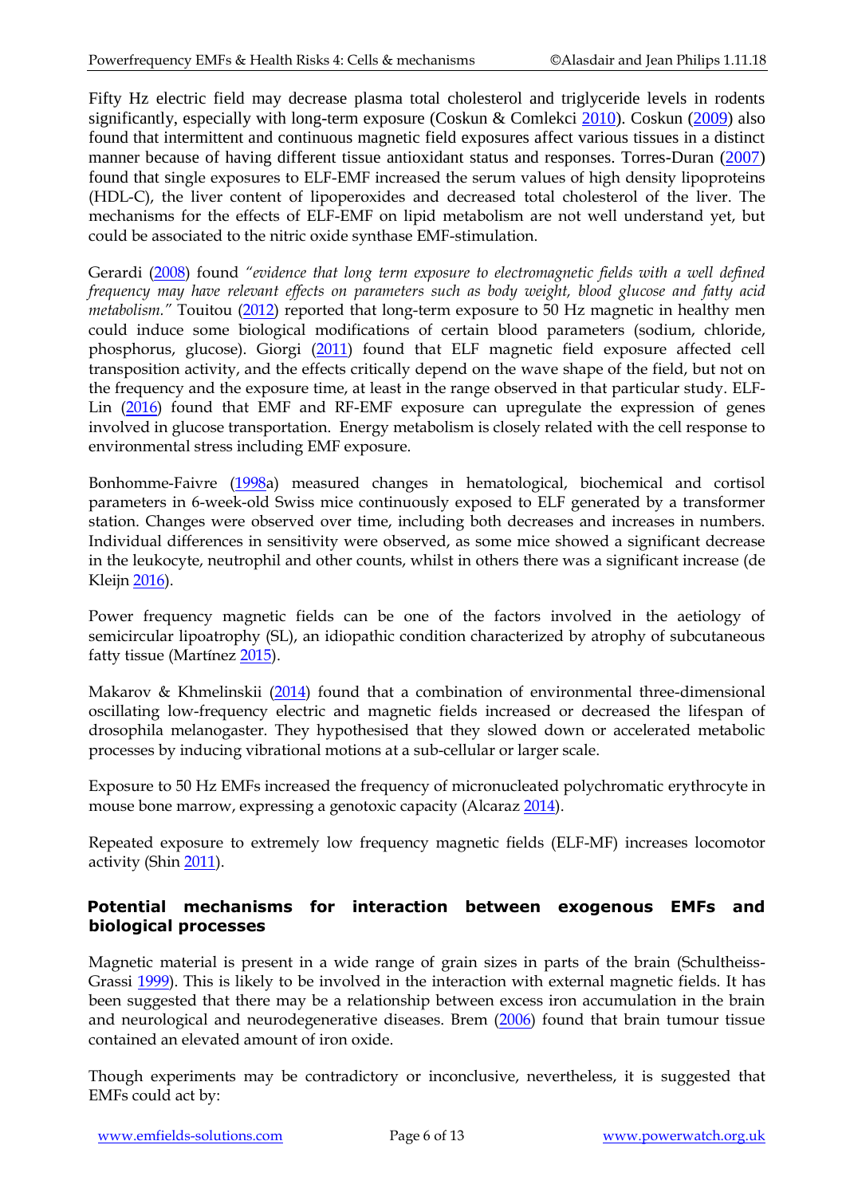Fifty Hz electric field may decrease plasma total cholesterol and triglyceride levels in rodents significantly, especially with long-term exposure (Coskun & Comlekci 2010). Coskun (2009) also found that intermittent and continuous magnetic field exposures affect various tissues in a distinct manner because of having different tissue antioxidant status and responses. Torres-Duran (2007) found that single exposures to ELF-EMF increased the serum values of high density lipoproteins (HDL-C), the liver content of lipoperoxides and decreased total cholesterol of the liver. The mechanisms for the effects of ELF-EMF on lipid metabolism are not well understand yet, but could be associated to the nitric oxide synthase EMF-stimulation.

Gerardi (2008) found *"evidence that long term exposure to electromagnetic fields with a well defined frequency may have relevant effects on parameters such as body weight, blood glucose and fatty acid metabolism."* Touitou (2012) reported that long-term exposure to 50 Hz magnetic in healthy men could induce some biological modifications of certain blood parameters (sodium, chloride, phosphorus, glucose). Giorgi (2011) found that ELF magnetic field exposure affected cell transposition activity, and the effects critically depend on the wave shape of the field, but not on the frequency and the exposure time, at least in the range observed in that particular study. ELF-Lin (2016) found that EMF and RF-EMF exposure can upregulate the expression of genes involved in glucose transportation. Energy metabolism is closely related with the cell response to environmental stress including EMF exposure.

Bonhomme-Faivre (1998a) measured changes in hematological, biochemical and cortisol parameters in 6-week-old Swiss mice continuously exposed to ELF generated by a transformer station. Changes were observed over time, including both decreases and increases in numbers. Individual differences in sensitivity were observed, as some mice showed a significant decrease in the leukocyte, neutrophil and other counts, whilst in others there was a significant increase (de Kleijn 2016).

Power frequency magnetic fields can be one of the factors involved in the aetiology of semicircular lipoatrophy (SL), an idiopathic condition characterized by atrophy of subcutaneous fatty tissue (Martínez 2015).

Makarov & Khmelinskii (2014) found that a combination of environmental three-dimensional oscillating low-frequency electric and magnetic fields increased or decreased the lifespan of drosophila melanogaster. They hypothesised that they slowed down or accelerated metabolic processes by inducing vibrational motions at a sub-cellular or larger scale.

Exposure to 50 Hz EMFs increased the frequency of micronucleated polychromatic erythrocyte in mouse bone marrow, expressing a genotoxic capacity (Alcaraz 2014).

Repeated exposure to extremely low frequency magnetic fields (ELF-MF) increases locomotor activity (Shin 2011).

## Potential mechanisms for interaction between exogenous EMFs and biological processes

Magnetic material is present in a wide range of grain sizes in parts of the brain (Schultheiss-Grassi 1999). This is likely to be involved in the interaction with external magnetic fields. It has been suggested that there may be a relationship between excess iron accumulation in the brain and neurological and neurodegenerative diseases. Brem (2006) found that brain tumour tissue contained an elevated amount of iron oxide.

Though experiments may be contradictory or inconclusive, nevertheless, it is suggested that EMFs could act by: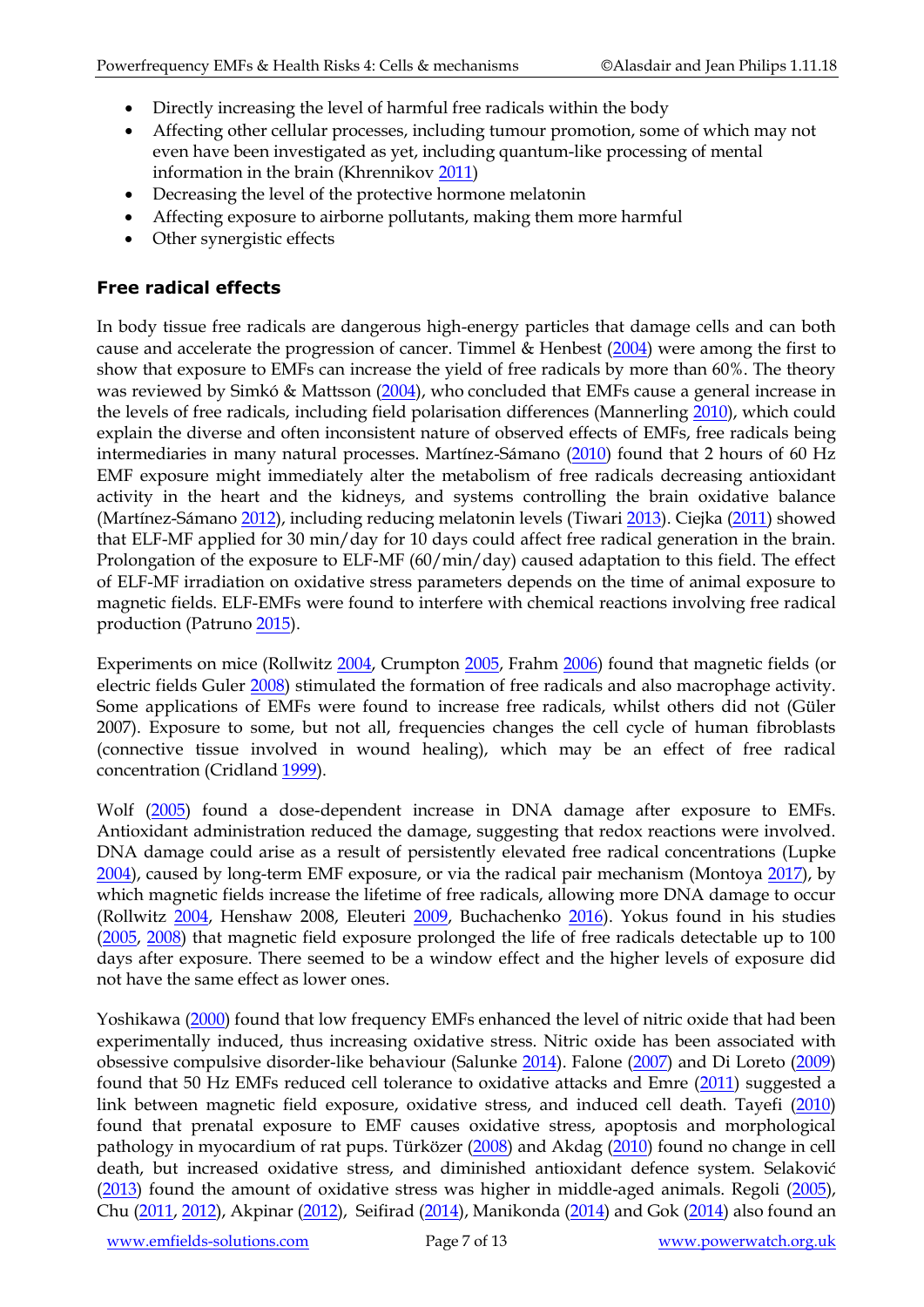- Directly increasing the level of harmful free radicals within the body
- Affecting other cellular processes, including tumour promotion, some of which may not even have been investigated as yet, including quantum-like processing of mental information in the brain (Khrennikov 2011)
- Decreasing the level of the protective hormone melatonin
- Affecting exposure to airborne pollutants, making them more harmful
- Other synergistic effects

### Free radical effects

In body tissue free radicals are dangerous high-energy particles that damage cells and can both cause and accelerate the progression of cancer. Timmel & Henbest (2004) were among the first to show that exposure to EMFs can increase the yield of free radicals by more than 60%. The theory was reviewed by Simkó & Mattsson (2004), who concluded that EMFs cause a general increase in the levels of free radicals, including field polarisation differences (Mannerling 2010), which could explain the diverse and often inconsistent nature of observed effects of EMFs, free radicals being intermediaries in many natural processes. Martínez-Sámano (2010) found that 2 hours of 60 Hz EMF exposure might immediately alter the metabolism of free radicals decreasing antioxidant activity in the heart and the kidneys, and systems controlling the brain oxidative balance (Martínez-Sámano 2012), including reducing melatonin levels (Tiwari 2013). Ciejka (2011) showed that ELF-MF applied for 30 min/day for 10 days could affect free radical generation in the brain. Prolongation of the exposure to ELF-MF (60/min/day) caused adaptation to this field. The effect of ELF-MF irradiation on oxidative stress parameters depends on the time of animal exposure to magnetic fields. ELF-EMFs were found to interfere with chemical reactions involving free radical production (Patruno 2015).

Experiments on mice (Rollwitz 2004, Crumpton 2005, Frahm 2006) found that magnetic fields (or electric fields Guler 2008) stimulated the formation of free radicals and also macrophage activity. Some applications of EMFs were found to increase free radicals, whilst others did not (Güler 2007). Exposure to some, but not all, frequencies changes the cell cycle of human fibroblasts (connective tissue involved in wound healing), which may be an effect of free radical concentration (Cridland 1999).

Wolf (2005) found a dose-dependent increase in DNA damage after exposure to EMFs. Antioxidant administration reduced the damage, suggesting that redox reactions were involved. DNA damage could arise as a result of persistently elevated free radical concentrations (Lupke 2004), caused by long-term EMF exposure, or via the radical pair mechanism (Montoya 2017), by which magnetic fields increase the lifetime of free radicals, allowing more DNA damage to occur (Rollwitz 2004, Henshaw 2008, Eleuteri 2009, Buchachenko 2016). Yokus found in his studies (2005, 2008) that magnetic field exposure prolonged the life of free radicals detectable up to 100 days after exposure. There seemed to be a window effect and the higher levels of exposure did not have the same effect as lower ones.

Yoshikawa (2000) found that low frequency EMFs enhanced the level of nitric oxide that had been experimentally induced, thus increasing oxidative stress. Nitric oxide has been associated with obsessive compulsive disorder-like behaviour (Salunke 2014). Falone (2007) and Di Loreto (2009) found that 50 Hz EMFs reduced cell tolerance to oxidative attacks and Emre (2011) suggested a link between magnetic field exposure, oxidative stress, and induced cell death. Tayefi (2010) found that prenatal exposure to EMF causes oxidative stress, apoptosis and morphological pathology in myocardium of rat pups. Türközer (2008) and Akdag (2010) found no change in cell death, but increased oxidative stress, and diminished antioxidant defence system. Selaković (2013) found the amount of oxidative stress was higher in middle-aged animals. Regoli (2005), Chu (2011, 2012), Akpinar (2012), Seifirad (2014), Manikonda (2014) and Gok (2014) also found an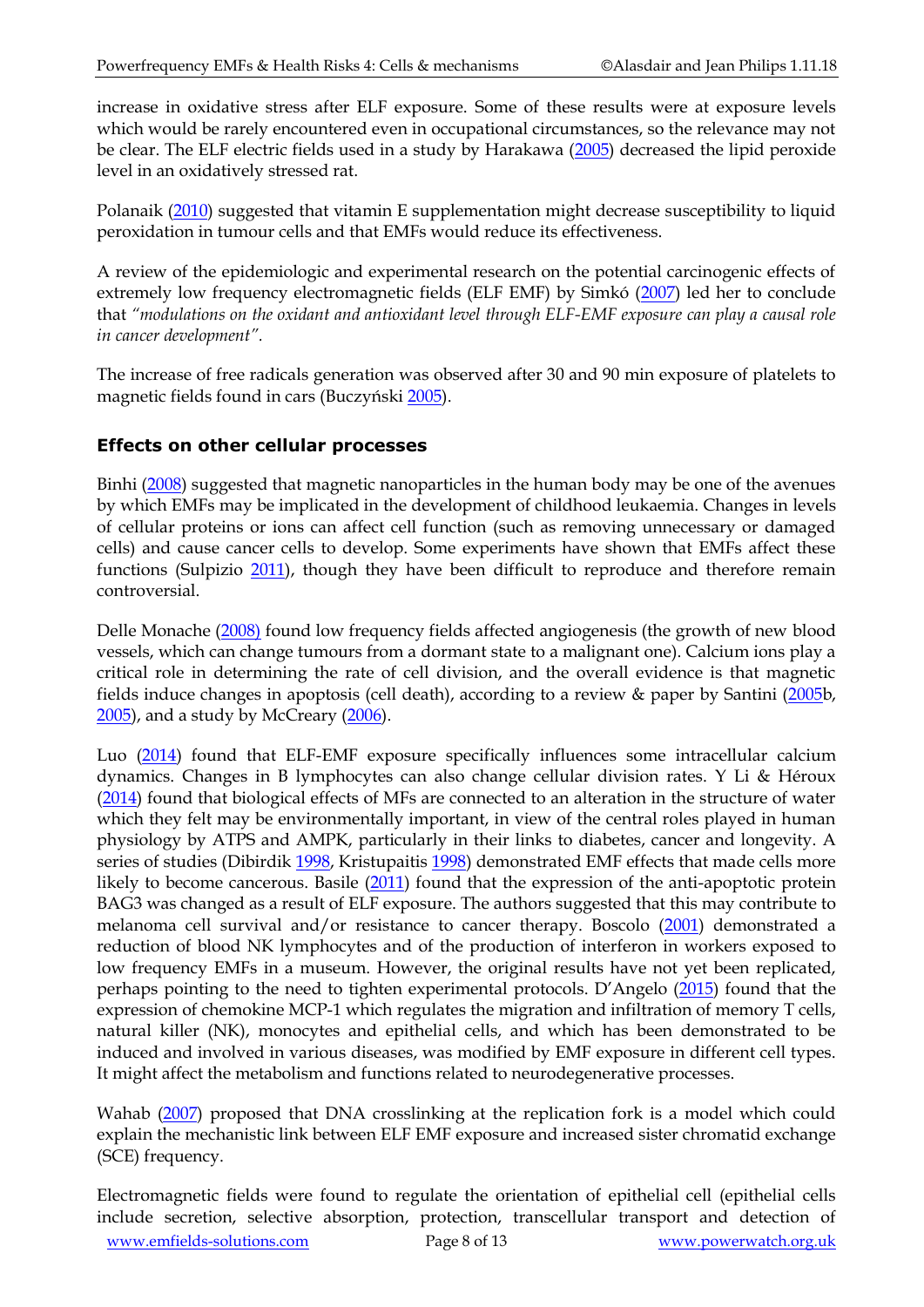increase in oxidative stress after ELF exposure. Some of these results were at exposure levels which would be rarely encountered even in occupational circumstances, so the relevance may not be clear. The ELF electric fields used in a study by Harakawa (2005) decreased the lipid peroxide level in an oxidatively stressed rat.

Polanaik (2010) suggested that vitamin E supplementation might decrease susceptibility to liquid peroxidation in tumour cells and that EMFs would reduce its effectiveness.

A review of the epidemiologic and experimental research on the potential carcinogenic effects of extremely low frequency electromagnetic fields (ELF EMF) by Simkó (2007) led her to conclude that *"modulations on the oxidant and antioxidant level through ELF-EMF exposure can play a causal role in cancer development".*

The increase of free radicals generation was observed after 30 and 90 min exposure of platelets to magnetic fields found in cars (Buczyński 2005).

## Effects on other cellular processes

Binhi (2008) suggested that magnetic nanoparticles in the human body may be one of the avenues by which EMFs may be implicated in the development of childhood leukaemia. Changes in levels of cellular proteins or ions can affect cell function (such as removing unnecessary or damaged cells) and cause cancer cells to develop. Some experiments have shown that EMFs affect these functions (Sulpizio 2011), though they have been difficult to reproduce and therefore remain controversial.

Delle Monache (2008) found low frequency fields affected angiogenesis (the growth of new blood vessels, which can change tumours from a dormant state to a malignant one). Calcium ions play a critical role in determining the rate of cell division, and the overall evidence is that magnetic fields induce changes in apoptosis (cell death), according to a review & paper by Santini (2005b, 2005), and a study by McCreary (2006).

Luo (2014) found that ELF-EMF exposure specifically influences some intracellular calcium dynamics. Changes in B lymphocytes can also change cellular division rates. Y Li & Héroux (2014) found that biological effects of MFs are connected to an alteration in the structure of water which they felt may be environmentally important, in view of the central roles played in human physiology by ATPS and AMPK, particularly in their links to diabetes, cancer and longevity. A series of studies (Dibirdik 1998, Kristupaitis 1998) demonstrated EMF effects that made cells more likely to become cancerous. Basile (2011) found that the expression of the anti-apoptotic protein BAG3 was changed as a result of ELF exposure. The authors suggested that this may contribute to melanoma cell survival and/or resistance to cancer therapy. Boscolo (2001) demonstrated a reduction of blood NK lymphocytes and of the production of interferon in workers exposed to low frequency EMFs in a museum. However, the original results have not yet been replicated, perhaps pointing to the need to tighten experimental protocols. D'Angelo (2015) found that the expression of chemokine MCP-1 which regulates the migration and infiltration of memory T cells, natural killer (NK), monocytes and epithelial cells, and which has been demonstrated to be induced and involved in various diseases, was modified by EMF exposure in different cell types. It might affect the metabolism and functions related to neurodegenerative processes.

Wahab (2007) proposed that DNA crosslinking at the replication fork is a model which could explain the mechanistic link between ELF EMF exposure and increased sister chromatid exchange (SCE) frequency.

Electromagnetic fields were found to regulate the orientation of epithelial cell (epithelial cells include secretion, selective absorption, protection, transcellular transport and detection of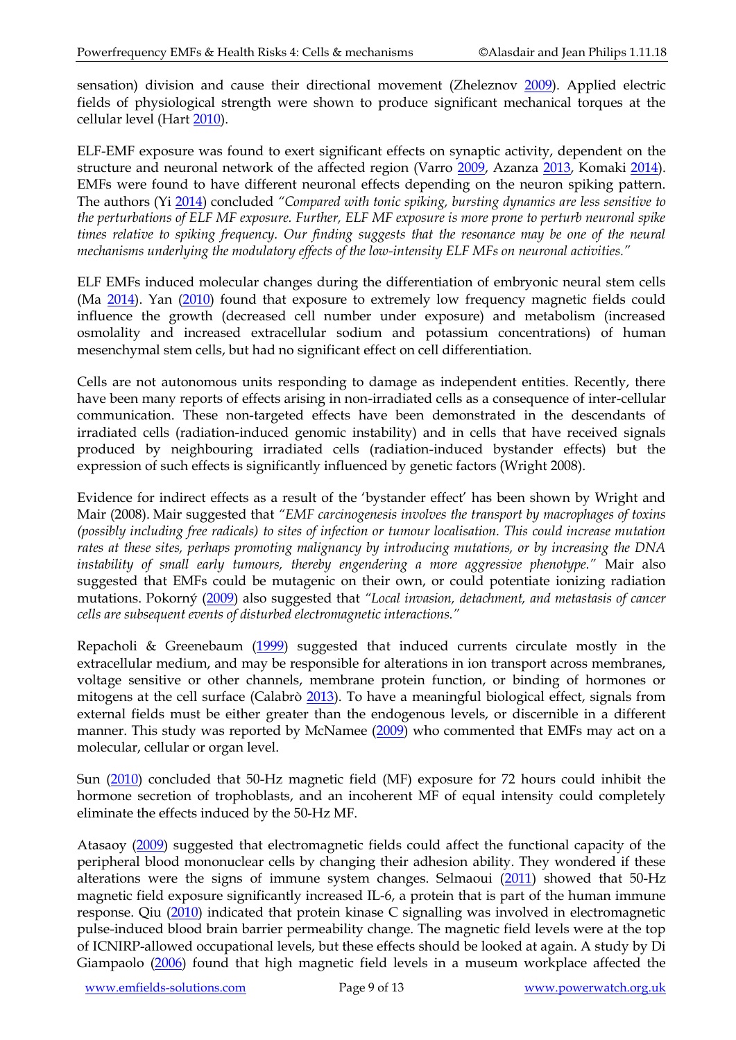sensation) division and cause their directional movement (Zheleznov 2009). Applied electric fields of physiological strength were shown to produce significant mechanical torques at the cellular level (Hart 2010).

ELF-EMF exposure was found to exert significant effects on synaptic activity, dependent on the structure and neuronal network of the affected region (Varro 2009, Azanza 2013, Komaki 2014). EMFs were found to have different neuronal effects depending on the neuron spiking pattern. The authors (Yi 2014) concluded *"Compared with tonic spiking, bursting dynamics are less sensitive to the perturbations of ELF MF exposure. Further, ELF MF exposure is more prone to perturb neuronal spike times relative to spiking frequency. Our finding suggests that the resonance may be one of the neural mechanisms underlying the modulatory effects of the low-intensity ELF MFs on neuronal activities."*

ELF EMFs induced molecular changes during the differentiation of embryonic neural stem cells (Ma 2014). Yan (2010) found that exposure to extremely low frequency magnetic fields could influence the growth (decreased cell number under exposure) and metabolism (increased osmolality and increased extracellular sodium and potassium concentrations) of human mesenchymal stem cells, but had no significant effect on cell differentiation.

Cells are not autonomous units responding to damage as independent entities. Recently, there have been many reports of effects arising in non-irradiated cells as a consequence of inter-cellular communication. These non-targeted effects have been demonstrated in the descendants of irradiated cells (radiation-induced genomic instability) and in cells that have received signals produced by neighbouring irradiated cells (radiation-induced bystander effects) but the expression of such effects is significantly influenced by genetic factors (Wright 2008).

Evidence for indirect effects as a result of the 'bystander effect' has been shown by Wright and Mair (2008). Mair suggested that *"EMF carcinogenesis involves the transport by macrophages of toxins (possibly including free radicals) to sites of infection or tumour localisation. This could increase mutation rates at these sites, perhaps promoting malignancy by introducing mutations, or by increasing the DNA instability of small early tumours, thereby engendering a more aggressive phenotype."* Mair also suggested that EMFs could be mutagenic on their own, or could potentiate ionizing radiation mutations. Pokorný (2009) also suggested that *"Local invasion, detachment, and metastasis of cancer cells are subsequent events of disturbed electromagnetic interactions."*

Repacholi & Greenebaum (1999) suggested that induced currents circulate mostly in the extracellular medium, and may be responsible for alterations in ion transport across membranes, voltage sensitive or other channels, membrane protein function, or binding of hormones or mitogens at the cell surface (Calabrò 2013). To have a meaningful biological effect, signals from external fields must be either greater than the endogenous levels, or discernible in a different manner. This study was reported by McNamee (2009) who commented that EMFs may act on a molecular, cellular or organ level.

Sun (2010) concluded that 50-Hz magnetic field (MF) exposure for 72 hours could inhibit the hormone secretion of trophoblasts, and an incoherent MF of equal intensity could completely eliminate the effects induced by the 50-Hz MF.

Atasaoy (2009) suggested that electromagnetic fields could affect the functional capacity of the peripheral blood mononuclear cells by changing their adhesion ability. They wondered if these alterations were the signs of immune system changes. Selmaoui (2011) showed that 50-Hz magnetic field exposure significantly increased IL-6, a protein that is part of the human immune response. Qiu (2010) indicated that protein kinase C signalling was involved in electromagnetic pulse-induced blood brain barrier permeability change. The magnetic field levels were at the top of ICNIRP-allowed occupational levels, but these effects should be looked at again. A study by Di Giampaolo (2006) found that high magnetic field levels in a museum workplace affected the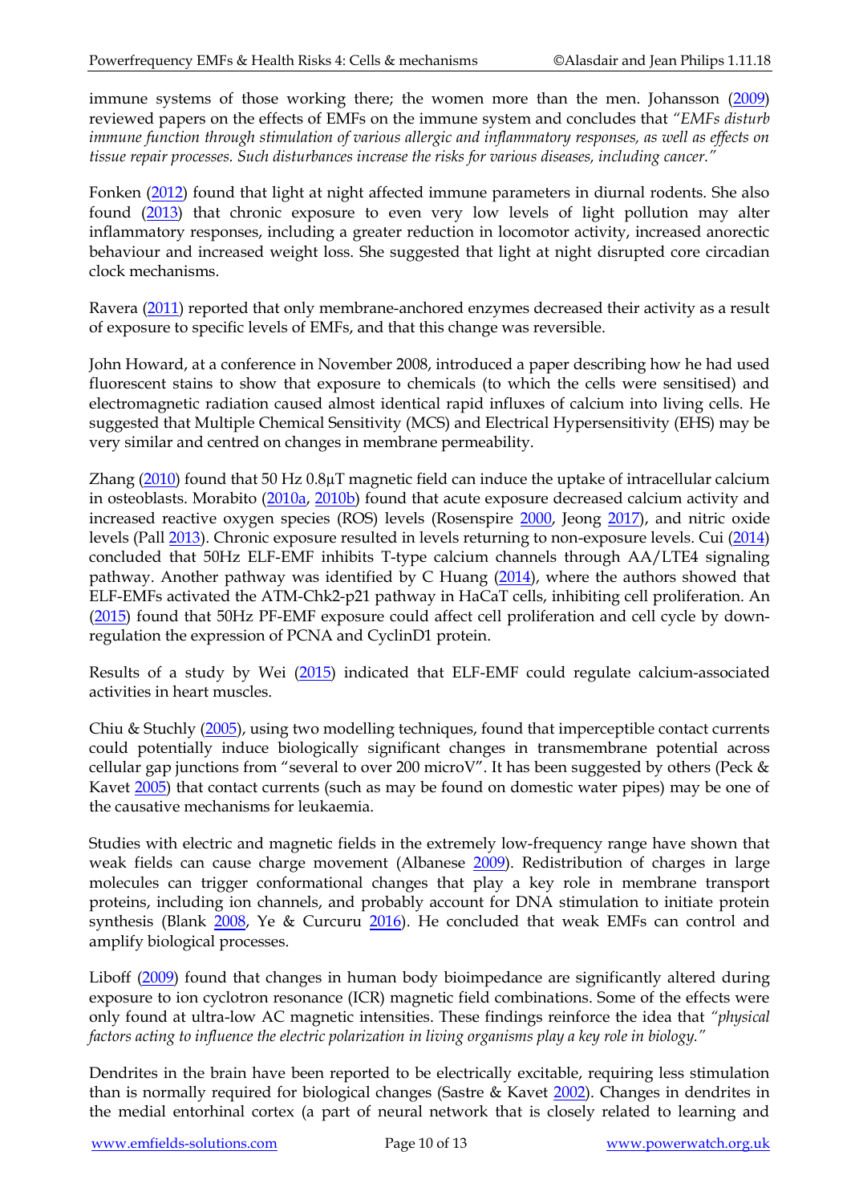immune systems of those working there; the women more than the men. Johansson (2009) reviewed papers on the effects of EMFs on the immune system and concludes that *"EMFs disturb immune function through stimulation of various allergic and inflammatory responses, as well as effects on tissue repair processes. Such disturbances increase the risks for various diseases, including cancer."*

Fonken (2012) found that light at night affected immune parameters in diurnal rodents. She also found (2013) that chronic exposure to even very low levels of light pollution may alter inflammatory responses, including a greater reduction in locomotor activity, increased anorectic behaviour and increased weight loss. She suggested that light at night disrupted core circadian clock mechanisms.

Ravera (2011) reported that only membrane-anchored enzymes decreased their activity as a result of exposure to specific levels of EMFs, and that this change was reversible.

John Howard, at a conference in November 2008, introduced a paper describing how he had used fluorescent stains to show that exposure to chemicals (to which the cells were sensitised) and electromagnetic radiation caused almost identical rapid influxes of calcium into living cells. He suggested that Multiple Chemical Sensitivity (MCS) and Electrical Hypersensitivity (EHS) may be very similar and centred on changes in membrane permeability.

Zhang (2010) found that 50 Hz 0.8µT magnetic field can induce the uptake of intracellular calcium in osteoblasts. Morabito (2010a, 2010b) found that acute exposure decreased calcium activity and increased reactive oxygen species (ROS) levels (Rosenspire 2000, Jeong 2017), and nitric oxide levels (Pall 2013). Chronic exposure resulted in levels returning to non-exposure levels. Cui (2014) concluded that 50Hz ELF-EMF inhibits T-type calcium channels through AA/LTE4 signaling pathway. Another pathway was identified by C Huang (2014), where the authors showed that ELF-EMFs activated the ATM-Chk2-p21 pathway in HaCaT cells, inhibiting cell proliferation. An (2015) found that 50Hz PF-EMF exposure could affect cell proliferation and cell cycle by down-regulation the expression of PCNA and CyclinD1 protein.

Results of a study by Wei (2015) indicated that ELF-EMF could regulate calcium-associated activities in heart muscles.

Chiu & Stuchly (2005), using two modelling techniques, found that imperceptible contact currents could potentially induce biologically significant changes in transmembrane potential across cellular gap junctions from "several to over 200 microV". It has been suggested by others (Peck & Kavet 2005) that contact currents (such as may be found on domestic water pipes) may be one of the causative mechanisms for leukaemia.

Studies with electric and magnetic fields in the extremely low-frequency range have shown that weak fields can cause charge movement (Albanese 2009). Redistribution of charges in large molecules can trigger conformational changes that play a key role in membrane transport proteins, including ion channels, and probably account for DNA stimulation to initiate protein synthesis (Blank 2008, Ye & Curcuru 2016). He concluded that weak EMFs can control and amplify biological processes.

Liboff (2009) found that changes in human body bioimpedance are significantly altered during exposure to ion cyclotron resonance (ICR) magnetic field combinations. Some of the effects were only found at ultra-low AC magnetic intensities. These findings reinforce the idea that *"physical factors acting to influence the electric polarization in living organisms play a key role in biology."*

Dendrites in the brain have been reported to be electrically excitable, requiring less stimulation than is normally required for biological changes (Sastre & Kavet 2002). Changes in dendrites in the medial entorhinal cortex (a part of neural network that is closely related to learning and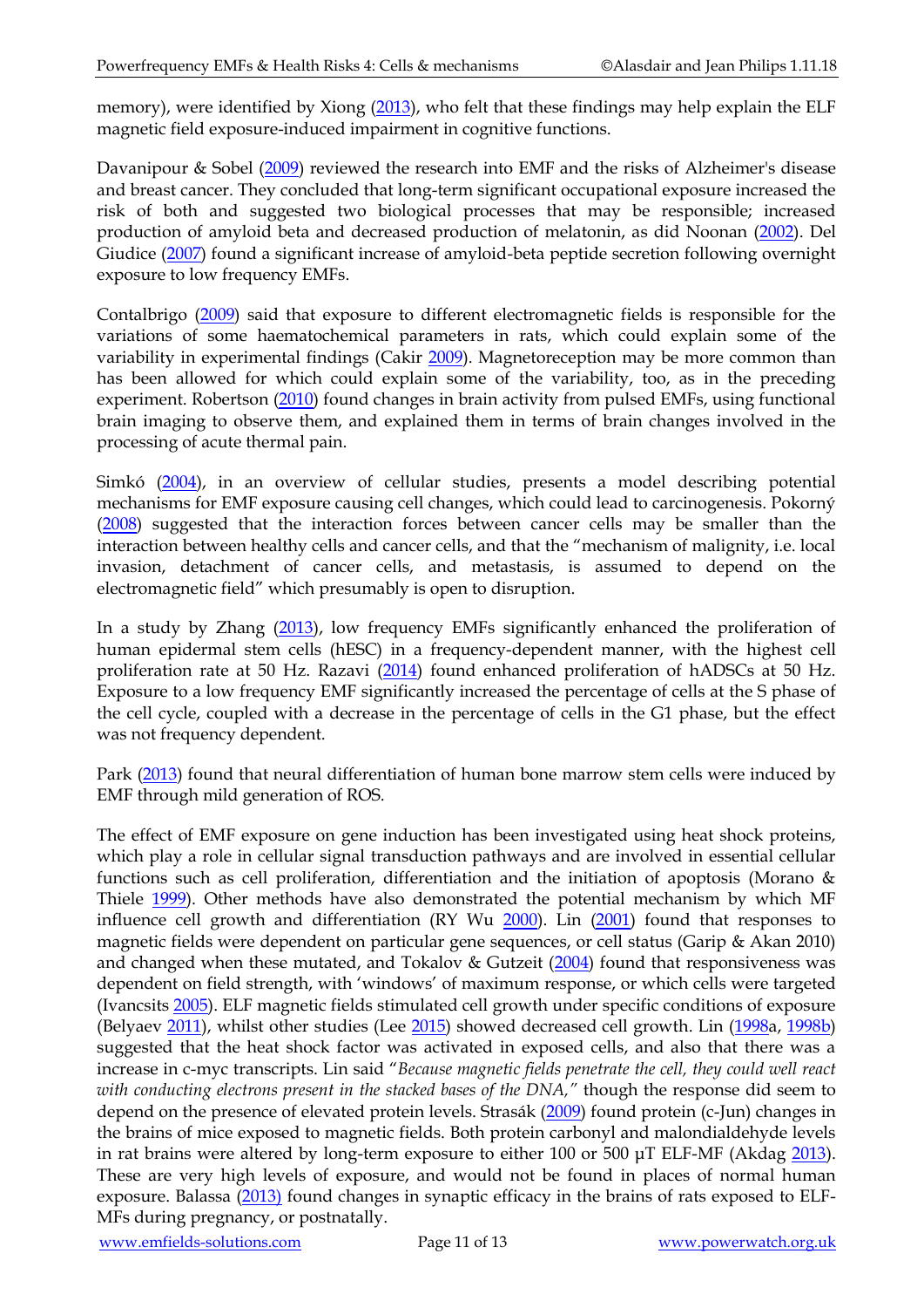memory), were identified by Xiong (2013), who felt that these findings may help explain the ELF magnetic field exposure-induced impairment in cognitive functions.

Davanipour & Sobel (2009) reviewed the research into EMF and the risks of Alzheimer's disease and breast cancer. They concluded that long-term significant occupational exposure increased the risk of both and suggested two biological processes that may be responsible; increased production of amyloid beta and decreased production of melatonin, as did Noonan (2002). Del Giudice (2007) found a significant increase of amyloid-beta peptide secretion following overnight exposure to low frequency EMFs.

Contalbrigo (2009) said that exposure to different electromagnetic fields is responsible for the variations of some haematochemical parameters in rats, which could explain some of the variability in experimental findings (Cakir 2009). Magnetoreception may be more common than has been allowed for which could explain some of the variability, too, as in the preceding experiment. Robertson (2010) found changes in brain activity from pulsed EMFs, using functional brain imaging to observe them, and explained them in terms of brain changes involved in the processing of acute thermal pain.

Simkó (2004), in an overview of cellular studies, presents a model describing potential mechanisms for EMF exposure causing cell changes, which could lead to carcinogenesis. Pokorný (2008) suggested that the interaction forces between cancer cells may be smaller than the interaction between healthy cells and cancer cells, and that the "mechanism of malignity, i.e. local invasion, detachment of cancer cells, and metastasis, is assumed to depend on the electromagnetic field" which presumably is open to disruption.

In a study by Zhang (2013), low frequency EMFs significantly enhanced the proliferation of human epidermal stem cells (hESC) in a frequency-dependent manner, with the highest cell proliferation rate at 50 Hz. Razavi (2014) found enhanced proliferation of hADSCs at 50 Hz. Exposure to a low frequency EMF significantly increased the percentage of cells at the S phase of the cell cycle, coupled with a decrease in the percentage of cells in the G1 phase, but the effect was not frequency dependent.

Park (2013) found that neural differentiation of human bone marrow stem cells were induced by EMF through mild generation of ROS.

The effect of EMF exposure on gene induction has been investigated using heat shock proteins, which play a role in cellular signal transduction pathways and are involved in essential cellular functions such as cell proliferation, differentiation and the initiation of apoptosis (Morano & Thiele 1999). Other methods have also demonstrated the potential mechanism by which MF influence cell growth and differentiation (RY Wu 2000). Lin (2001) found that responses to magnetic fields were dependent on particular gene sequences, or cell status (Garip & Akan 2010) and changed when these mutated, and Tokalov & Gutzeit (2004) found that responsiveness was dependent on field strength, with 'windows' of maximum response, or which cells were targeted (Ivancsits 2005). ELF magnetic fields stimulated cell growth under specific conditions of exposure (Belyaev 2011), whilst other studies (Lee 2015) showed decreased cell growth. Lin (1998a, 1998b) suggested that the heat shock factor was activated in exposed cells, and also that there was a increase in c-myc transcripts. Lin said "*Because magnetic fields penetrate the cell, they could well react with conducting electrons present in the stacked bases of the DNA,*" though the response did seem to depend on the presence of elevated protein levels. Strasák (2009) found protein (c-Jun) changes in the brains of mice exposed to magnetic fields. Both protein carbonyl and malondialdehyde levels in rat brains were altered by long-term exposure to either 100 or 500 µT ELF-MF (Akdag 2013). These are very high levels of exposure, and would not be found in places of normal human exposure. Balassa (2013) found changes in synaptic efficacy in the brains of rats exposed to ELF-MFs during pregnancy, or postnatally.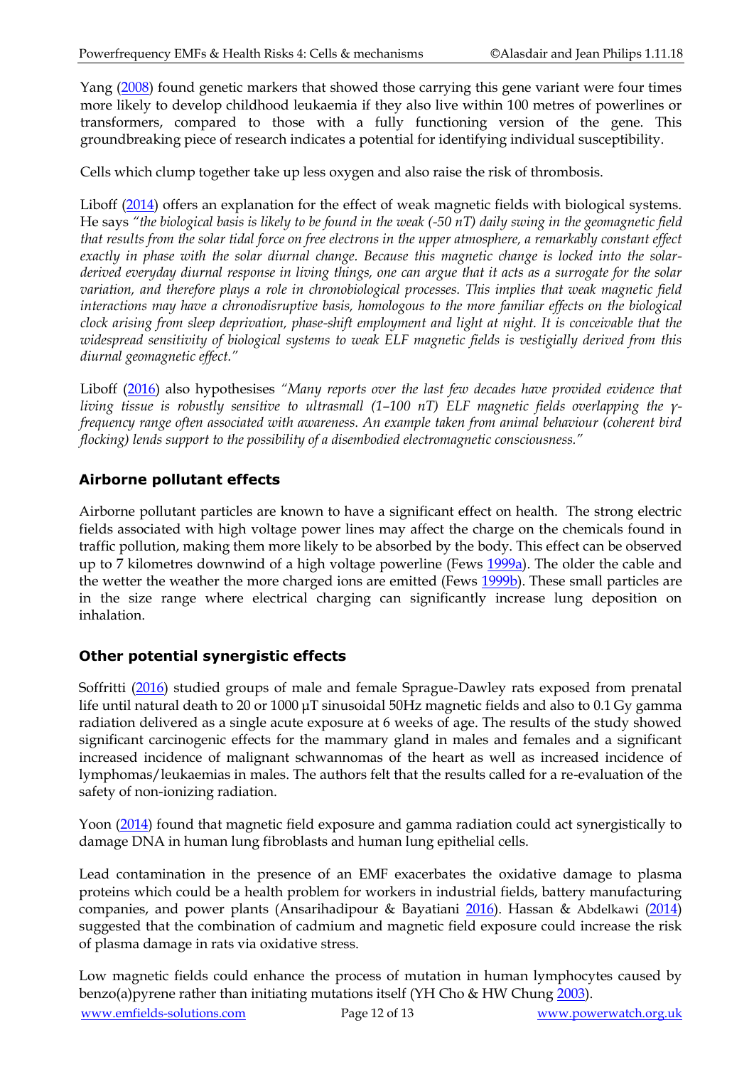Yang (2008) found genetic markers that showed those carrying this gene variant were four times more likely to develop childhood leukaemia if they also live within 100 metres of powerlines or transformers, compared to those with a fully functioning version of the gene. This groundbreaking piece of research indicates a potential for identifying individual susceptibility.

Cells which clump together take up less oxygen and also raise the risk of thrombosis.

Liboff (2014) offers an explanation for the effect of weak magnetic fields with biological systems. He says *"the biological basis is likely to be found in the weak (-50 nT) daily swing in the geomagnetic field that results from the solar tidal force on free electrons in the upper atmosphere, a remarkably constant effect exactly in phase with the solar diurnal change. Because this magnetic change is locked into the solar-derived everyday diurnal response in living things, one can argue that it acts as a surrogate for the solar variation, and therefore plays a role in chronobiological processes. This implies that weak magnetic field interactions may have a chronodisruptive basis, homologous to the more familiar effects on the biological clock arising from sleep deprivation, phase-shift employment and light at night. It is conceivable that the widespread sensitivity of biological systems to weak ELF magnetic fields is vestigially derived from this diurnal geomagnetic effect."*

Liboff (2016) also hypothesises *"Many reports over the last few decades have provided evidence that living tissue is robustly sensitive to ultrasmall (1–100 nT) ELF magnetic fields overlapping the γ-frequency range often associated with awareness. An example taken from animal behaviour (coherent bird flocking) lends support to the possibility of a disembodied electromagnetic consciousness."*

## Airborne pollutant effects

Airborne pollutant particles are known to have a significant effect on health. The strong electric fields associated with high voltage power lines may affect the charge on the chemicals found in traffic pollution, making them more likely to be absorbed by the body. This effect can be observed up to 7 kilometres downwind of a high voltage powerline (Fews 1999a). The older the cable and the wetter the weather the more charged ions are emitted (Fews 1999b). These small particles are in the size range where electrical charging can significantly increase lung deposition on inhalation.

## Other potential synergistic effects

Soffritti (2016) studied groups of male and female Sprague-Dawley rats exposed from prenatal life until natural death to 20 or 1000 µT sinusoidal 50Hz magnetic fields and also to 0.1 Gy gamma radiation delivered as a single acute exposure at 6 weeks of age. The results of the study showed significant carcinogenic effects for the mammary gland in males and females and a significant increased incidence of malignant schwannomas of the heart as well as increased incidence of lymphomas/leukaemias in males. The authors felt that the results called for a re-evaluation of the safety of non-ionizing radiation.

Yoon (2014) found that magnetic field exposure and gamma radiation could act synergistically to damage DNA in human lung fibroblasts and human lung epithelial cells.

Lead contamination in the presence of an EMF exacerbates the oxidative damage to plasma proteins which could be a health problem for workers in industrial fields, battery manufacturing companies, and power plants (Ansarihadipour & Bayatiani 2016). Hassan & Abdelkawi (2014) suggested that the combination of cadmium and magnetic field exposure could increase the risk of plasma damage in rats via oxidative stress.

Low magnetic fields could enhance the process of mutation in human lymphocytes caused by benzo(a)pyrene rather than initiating mutations itself (YH Cho & HW Chung 2003).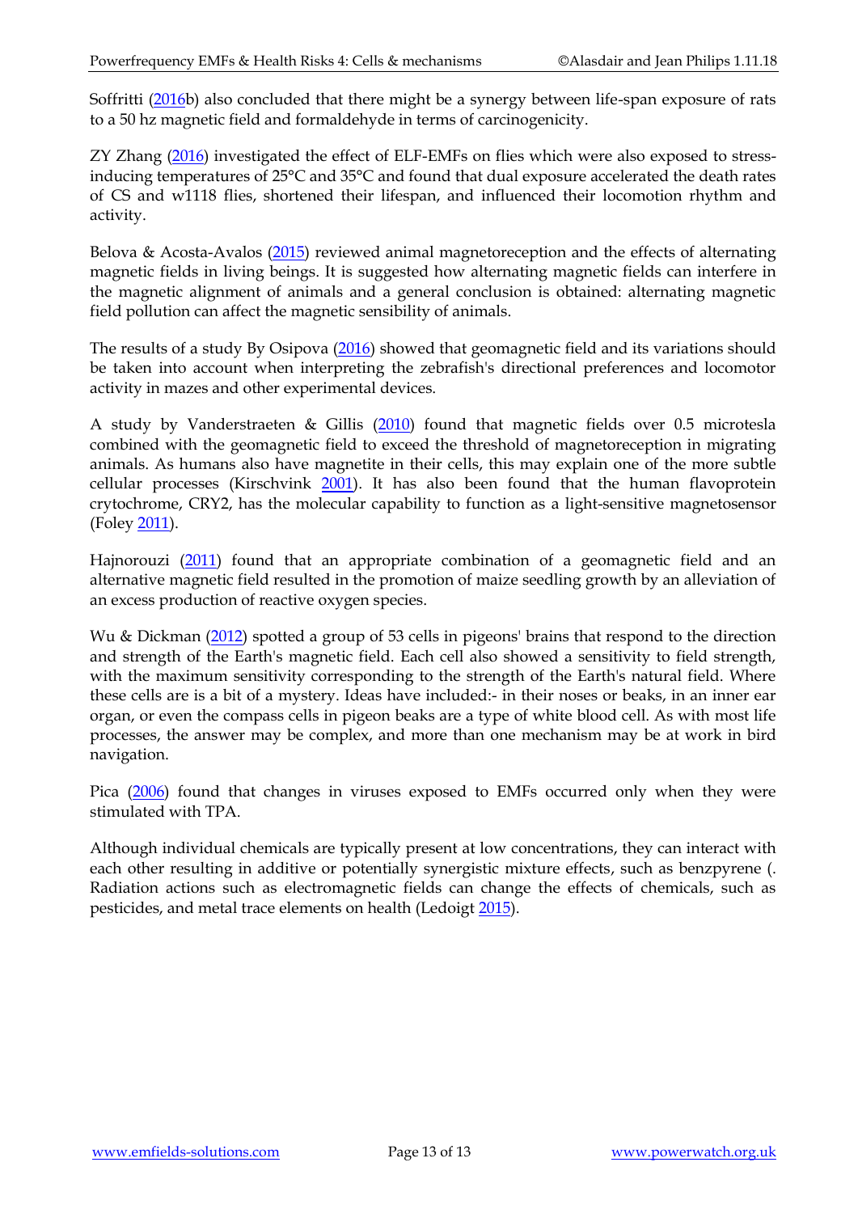Soffritti (2016b) also concluded that there might be a synergy between life-span exposure of rats to a 50 hz magnetic field and formaldehyde in terms of carcinogenicity.

ZY Zhang (2016) investigated the effect of ELF-EMFs on flies which were also exposed to stress-inducing temperatures of 25°C and 35°C and found that dual exposure accelerated the death rates of CS and w1118 flies, shortened their lifespan, and influenced their locomotion rhythm and activity.

Belova & Acosta-Avalos (2015) reviewed animal magnetoreception and the effects of alternating magnetic fields in living beings. It is suggested how alternating magnetic fields can interfere in the magnetic alignment of animals and a general conclusion is obtained: alternating magnetic field pollution can affect the magnetic sensibility of animals.

The results of a study By Osipova (2016) showed that geomagnetic field and its variations should be taken into account when interpreting the zebrafish's directional preferences and locomotor activity in mazes and other experimental devices.

A study by Vanderstraeten & Gillis (2010) found that magnetic fields over 0.5 microtesla combined with the geomagnetic field to exceed the threshold of magnetoreception in migrating animals. As humans also have magnetite in their cells, this may explain one of the more subtle cellular processes (Kirschvink 2001). It has also been found that the human flavoprotein crytochrome, CRY2, has the molecular capability to function as a light-sensitive magnetosensor (Foley 2011).

Hajnorouzi (2011) found that an appropriate combination of a geomagnetic field and an alternative magnetic field resulted in the promotion of maize seedling growth by an alleviation of an excess production of reactive oxygen species.

Wu & Dickman (2012) spotted a group of 53 cells in pigeons' brains that respond to the direction and strength of the Earth's magnetic field. Each cell also showed a sensitivity to field strength, with the maximum sensitivity corresponding to the strength of the Earth's natural field. Where these cells are is a bit of a mystery. Ideas have included:- in their noses or beaks, in an inner ear organ, or even the compass cells in pigeon beaks are a type of white blood cell. As with most life processes, the answer may be complex, and more than one mechanism may be at work in bird navigation.

Pica (2006) found that changes in viruses exposed to EMFs occurred only when they were stimulated with TPA.

Although individual chemicals are typically present at low concentrations, they can interact with each other resulting in additive or potentially synergistic mixture effects, such as benzpyrene (. Radiation actions such as electromagnetic fields can change the effects of chemicals, such as pesticides, and metal trace elements on health (Ledoigt 2015).